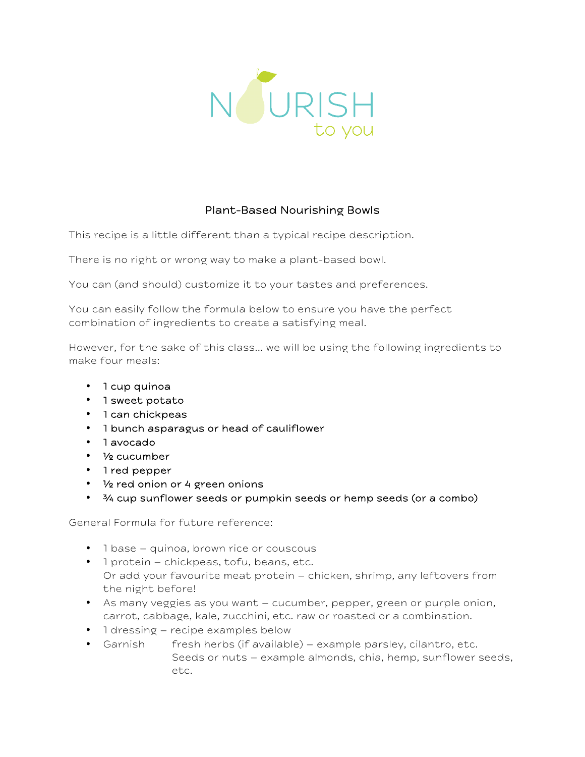NOURISH to you

## Plant-Based Nourishing Bowls

This recipe is a little different than a typical recipe description.

There is no right or wrong way to make a plant-based bowl.

You can (and should) customize it to your tastes and preferences.

You can easily follow the formula below to ensure you have the perfect combination of ingredients to create a satisfying meal.

However, for the sake of this class… we will be using the following ingredients to make four meals:

- 1 cup quinoa
- 1 sweet potato
- 1 can chickpeas
- 1 bunch asparagus or head of cauliflower
- 1 avocado
- ½ cucumber
- 1 red pepper
- ½ red onion or 4 green onions
- ¾ cup sunflower seeds or pumpkin seeds or hemp seeds (or a combo)

General Formula for future reference:

- 1 base – quinoa, brown rice or couscous
- 1 protein – chickpeas, tofu, beans, etc.
  Or add your favourite meat protein – chicken, shrimp, any leftovers from the night before!
- As many veggies as you want – cucumber, pepper, green or purple onion, carrot, cabbage, kale, zucchini, etc. raw or roasted or a combination.
- 1 dressing – recipe examples below
- Garnish fresh herbs (if available) – example parsley, cilantro, etc.
  Seeds or nuts – example almonds, chia, hemp, sunflower seeds, etc.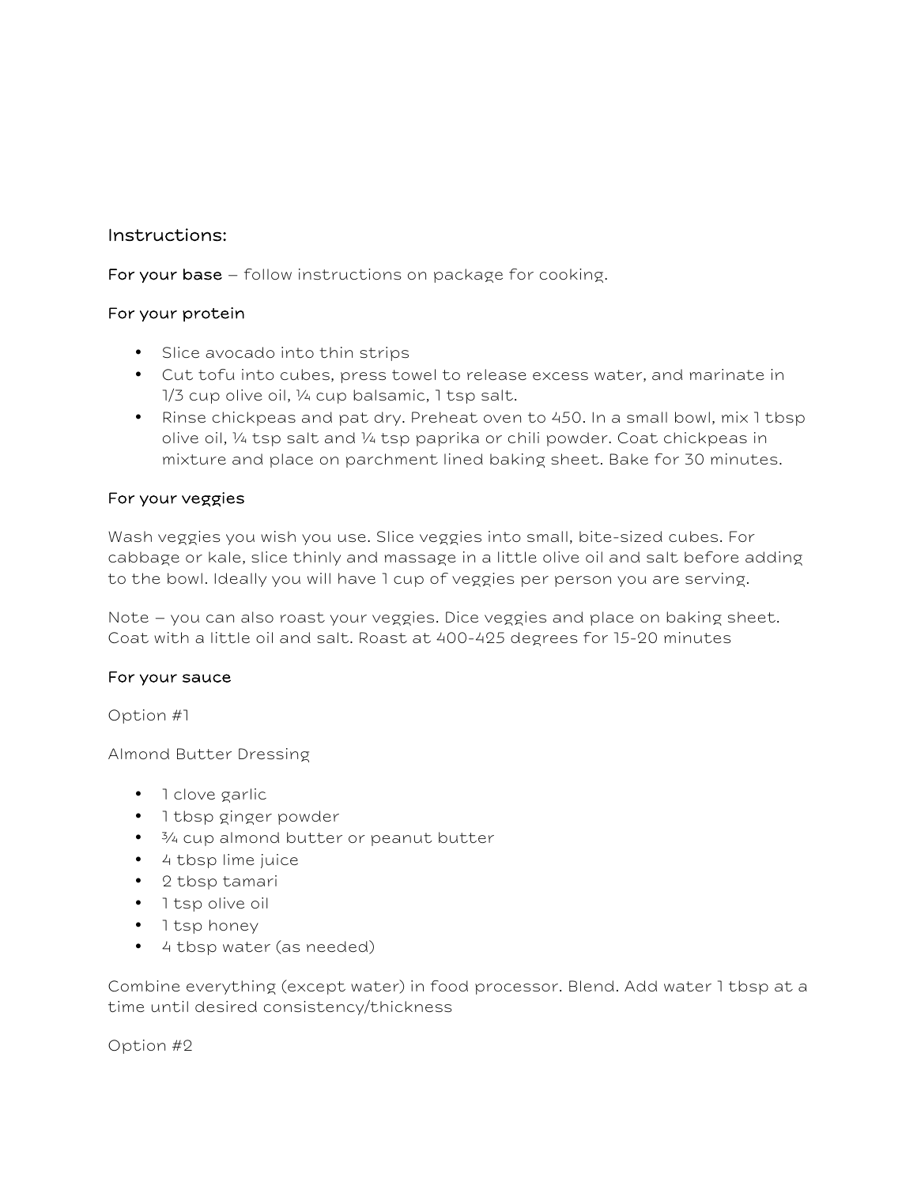## Instructions:

**For your base** – follow instructions on package for cooking.

**For your protein**

- Slice avocado into thin strips
- Cut tofu into cubes, press towel to release excess water, and marinate in 1/3 cup olive oil, ¼ cup balsamic, 1 tsp salt.
- Rinse chickpeas and pat dry. Preheat oven to 450. In a small bowl, mix 1 tbsp olive oil, ¼ tsp salt and ¼ tsp paprika or chili powder. Coat chickpeas in mixture and place on parchment lined baking sheet. Bake for 30 minutes.

**For your veggies**

Wash veggies you wish you use. Slice veggies into small, bite-sized cubes. For cabbage or kale, slice thinly and massage in a little olive oil and salt before adding to the bowl. Ideally you will have 1 cup of veggies per person you are serving.

Note – you can also roast your veggies. Dice veggies and place on baking sheet. Coat with a little oil and salt. Roast at 400-425 degrees for 15-20 minutes

**For your sauce**

Option #1

Almond Butter Dressing

- 1 clove garlic
- 1 tbsp ginger powder
- ¾ cup almond butter or peanut butter
- 4 tbsp lime juice
- 2 tbsp tamari
- 1 tsp olive oil
- 1 tsp honey
- 4 tbsp water (as needed)

Combine everything (except water) in food processor. Blend. Add water 1 tbsp at a time until desired consistency/thickness

Option #2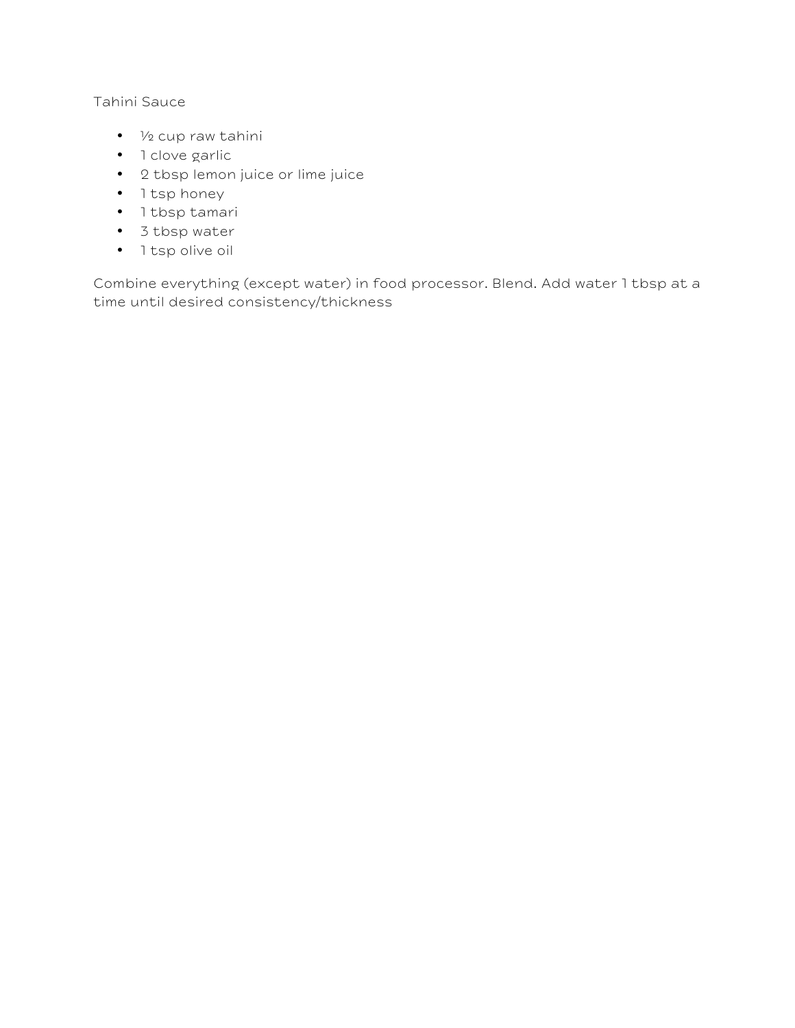Tahini Sauce

- ½ cup raw tahini
- 1 clove garlic
- 2 tbsp lemon juice or lime juice
- 1 tsp honey
- 1 tbsp tamari
- 3 tbsp water
- 1 tsp olive oil

Combine everything (except water) in food processor. Blend. Add water 1 tbsp at a time until desired consistency/thickness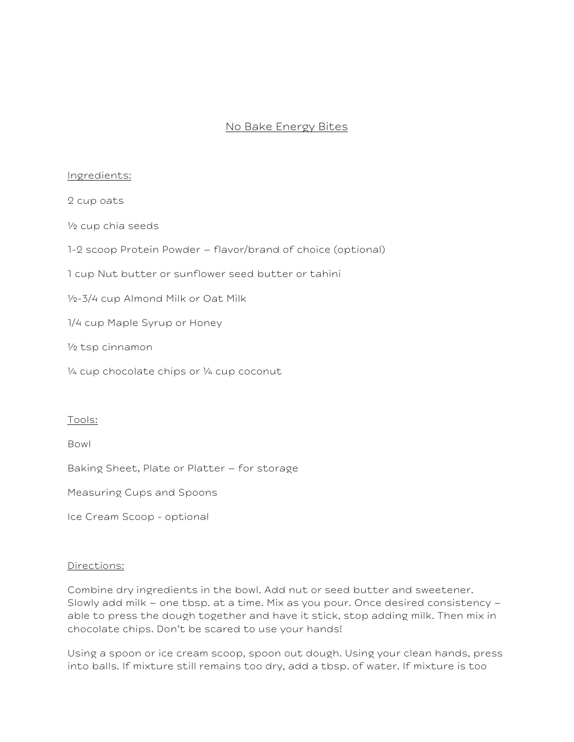# No Bake Energy Bites

## Ingredients:

2 cup oats

½ cup chia seeds

1-2 scoop Protein Powder – flavor/brand of choice (optional)

1 cup Nut butter or sunflower seed butter or tahini

½-3/4 cup Almond Milk or Oat Milk

1/4 cup Maple Syrup or Honey

½ tsp cinnamon

¼ cup chocolate chips or ¼ cup coconut

## Tools:

Bowl

Baking Sheet, Plate or Platter – for storage

Measuring Cups and Spoons

Ice Cream Scoop - optional

## Directions:

Combine dry ingredients in the bowl. Add nut or seed butter and sweetener. Slowly add milk – one tbsp. at a time. Mix as you pour. Once desired consistency – able to press the dough together and have it stick, stop adding milk. Then mix in chocolate chips. Don't be scared to use your hands!

Using a spoon or ice cream scoop, spoon out dough. Using your clean hands, press into balls. If mixture still remains too dry, add a tbsp. of water. If mixture is too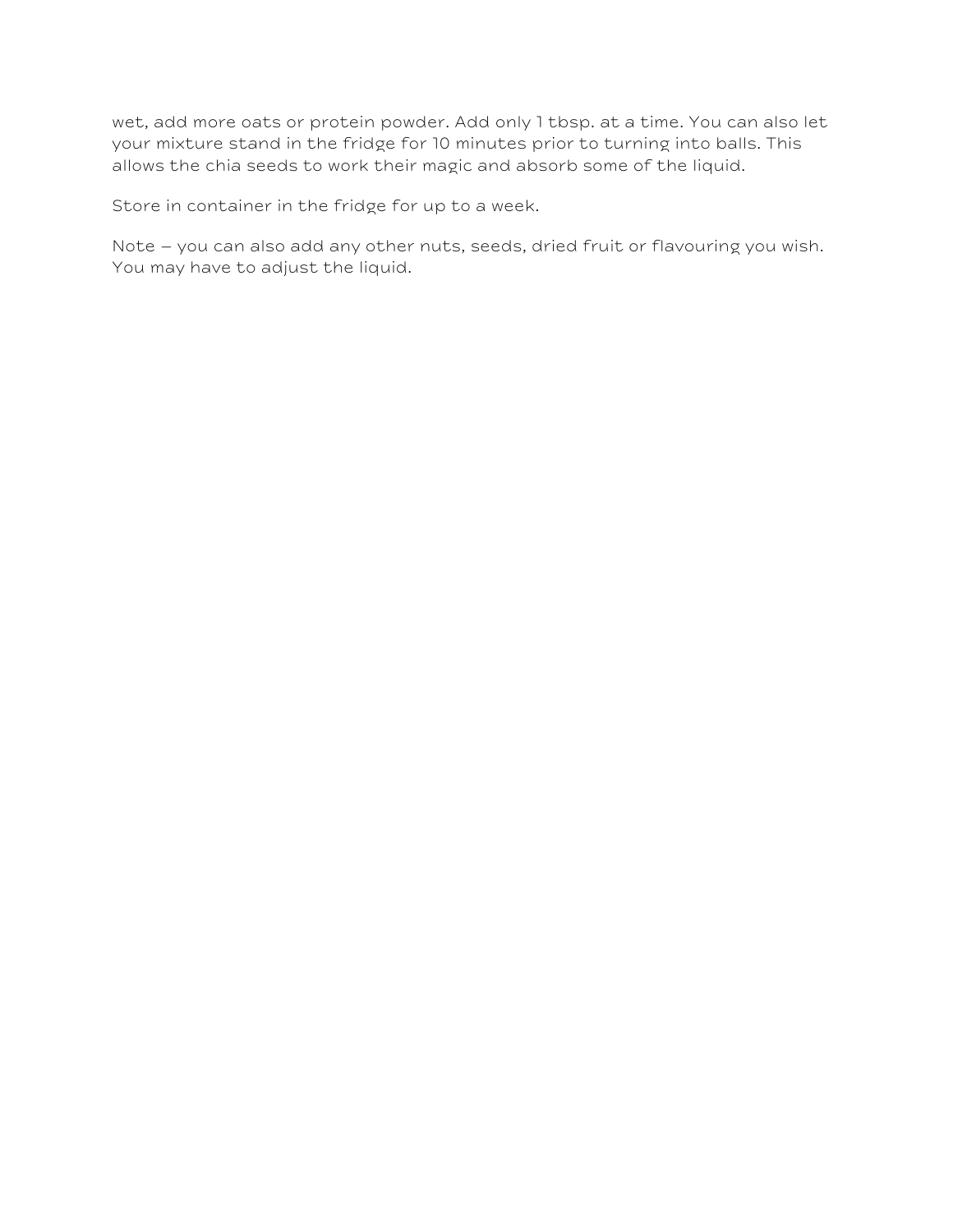wet, add more oats or protein powder. Add only 1 tbsp. at a time. You can also let your mixture stand in the fridge for 10 minutes prior to turning into balls. This allows the chia seeds to work their magic and absorb some of the liquid.

Store in container in the fridge for up to a week.

Note – you can also add any other nuts, seeds, dried fruit or flavouring you wish. You may have to adjust the liquid.